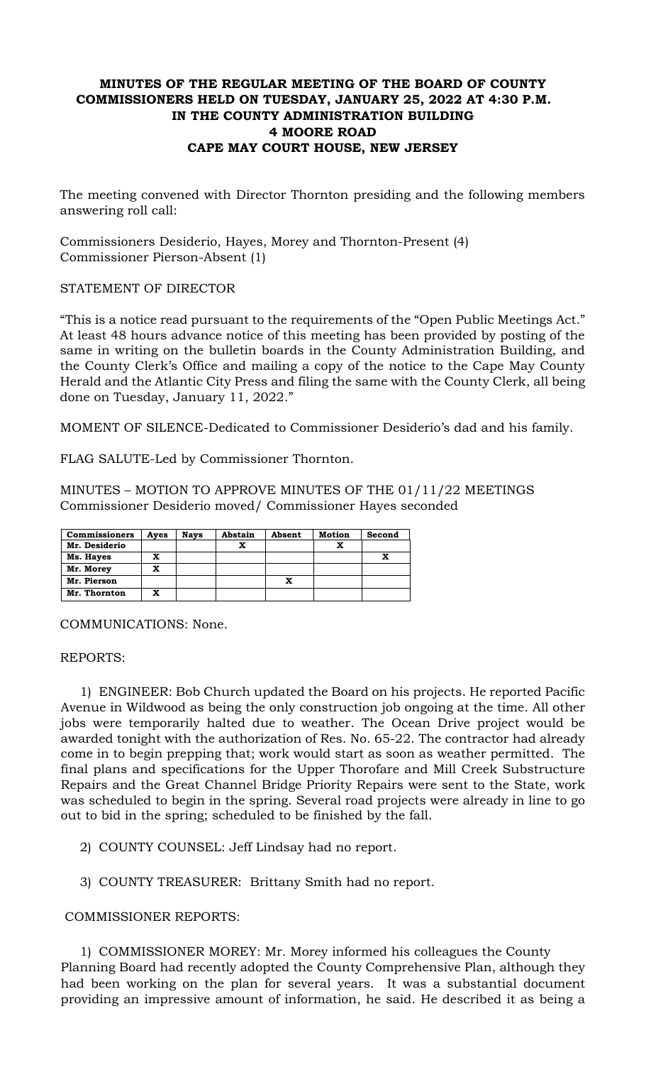**MINUTES OF THE REGULAR MEETING OF THE BOARD OF COUNTY COMMISSIONERS HELD ON TUESDAY, JANUARY 25, 2022 AT 4:30 P.M. IN THE COUNTY ADMINISTRATION BUILDING 4 MOORE ROAD CAPE MAY COURT HOUSE, NEW JERSEY**

The meeting convened with Director Thornton presiding and the following members answering roll call:

Commissioners Desiderio, Hayes, Morey and Thornton-Present (4)
Commissioner Pierson-Absent (1)

STATEMENT OF DIRECTOR

"This is a notice read pursuant to the requirements of the "Open Public Meetings Act." At least 48 hours advance notice of this meeting has been provided by posting of the same in writing on the bulletin boards in the County Administration Building, and the County Clerk's Office and mailing a copy of the notice to the Cape May County Herald and the Atlantic City Press and filing the same with the County Clerk, all being done on Tuesday, January 11, 2022."

MOMENT OF SILENCE-Dedicated to Commissioner Desiderio's dad and his family.

FLAG SALUTE-Led by Commissioner Thornton.

MINUTES – MOTION TO APPROVE MINUTES OF THE 01/11/22 MEETINGS
Commissioner Desiderio moved/ Commissioner Hayes seconded

| Commissioners | Ayes | Nays | Abstain | Absent | Motion | Second |
|---|---|---|---|---|---|---|
| Mr. Desiderio | | | X | | X | |
| Ms. Hayes | X | | | | | X |
| Mr. Morey | X | | | | | |
| Mr. Pierson | | | | X | | |
| Mr. Thornton | X | | | | | |

COMMUNICATIONS: None.

REPORTS:

1) ENGINEER: Bob Church updated the Board on his projects. He reported Pacific Avenue in Wildwood as being the only construction job ongoing at the time. All other jobs were temporarily halted due to weather. The Ocean Drive project would be awarded tonight with the authorization of Res. No. 65-22. The contractor had already come in to begin prepping that; work would start as soon as weather permitted. The final plans and specifications for the Upper Thorofare and Mill Creek Substructure Repairs and the Great Channel Bridge Priority Repairs were sent to the State, work was scheduled to begin in the spring. Several road projects were already in line to go out to bid in the spring; scheduled to be finished by the fall.

2) COUNTY COUNSEL: Jeff Lindsay had no report.

3) COUNTY TREASURER: Brittany Smith had no report.

COMMISSIONER REPORTS:

1) COMMISSIONER MOREY: Mr. Morey informed his colleagues the County Planning Board had recently adopted the County Comprehensive Plan, although they had been working on the plan for several years. It was a substantial document providing an impressive amount of information, he said. He described it as being a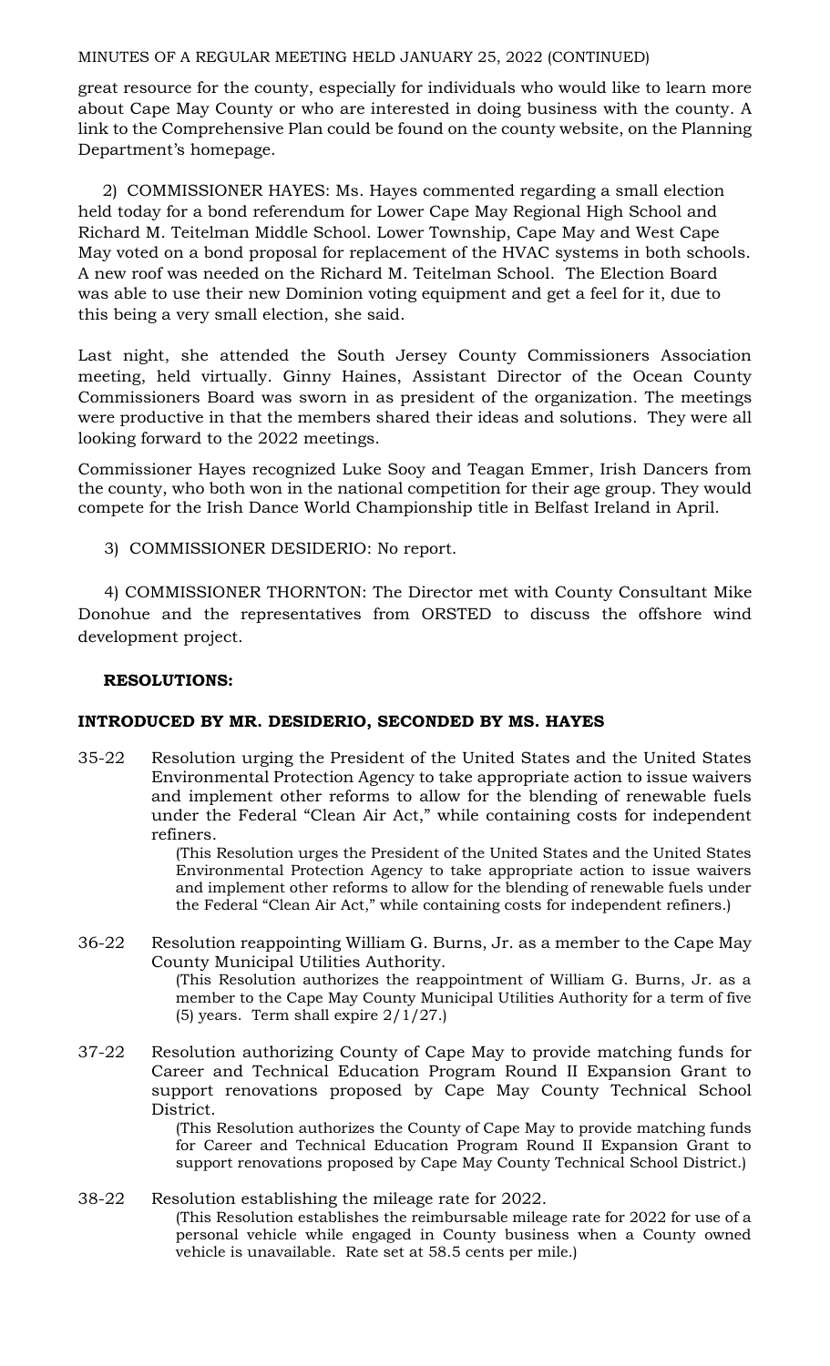great resource for the county, especially for individuals who would like to learn more about Cape May County or who are interested in doing business with the county. A link to the Comprehensive Plan could be found on the county website, on the Planning Department's homepage.

2) COMMISSIONER HAYES: Ms. Hayes commented regarding a small election held today for a bond referendum for Lower Cape May Regional High School and Richard M. Teitelman Middle School. Lower Township, Cape May and West Cape May voted on a bond proposal for replacement of the HVAC systems in both schools. A new roof was needed on the Richard M. Teitelman School. The Election Board was able to use their new Dominion voting equipment and get a feel for it, due to this being a very small election, she said.

Last night, she attended the South Jersey County Commissioners Association meeting, held virtually. Ginny Haines, Assistant Director of the Ocean County Commissioners Board was sworn in as president of the organization. The meetings were productive in that the members shared their ideas and solutions. They were all looking forward to the 2022 meetings.

Commissioner Hayes recognized Luke Sooy and Teagan Emmer, Irish Dancers from the county, who both won in the national competition for their age group. They would compete for the Irish Dance World Championship title in Belfast Ireland in April.

3) COMMISSIONER DESIDERIO: No report.

4) COMMISSIONER THORNTON: The Director met with County Consultant Mike Donohue and the representatives from ORSTED to discuss the offshore wind development project.

**RESOLUTIONS:**

**INTRODUCED BY MR. DESIDERIO, SECONDED BY MS. HAYES**

35-22 Resolution urging the President of the United States and the United States Environmental Protection Agency to take appropriate action to issue waivers and implement other reforms to allow for the blending of renewable fuels under the Federal "Clean Air Act," while containing costs for independent refiners.

(This Resolution urges the President of the United States and the United States Environmental Protection Agency to take appropriate action to issue waivers and implement other reforms to allow for the blending of renewable fuels under the Federal "Clean Air Act," while containing costs for independent refiners.)

36-22 Resolution reappointing William G. Burns, Jr. as a member to the Cape May County Municipal Utilities Authority.

(This Resolution authorizes the reappointment of William G. Burns, Jr. as a member to the Cape May County Municipal Utilities Authority for a term of five (5) years. Term shall expire 2/1/27.)

37-22 Resolution authorizing County of Cape May to provide matching funds for Career and Technical Education Program Round II Expansion Grant to support renovations proposed by Cape May County Technical School District.

(This Resolution authorizes the County of Cape May to provide matching funds for Career and Technical Education Program Round II Expansion Grant to support renovations proposed by Cape May County Technical School District.)

38-22 Resolution establishing the mileage rate for 2022.

(This Resolution establishes the reimbursable mileage rate for 2022 for use of a personal vehicle while engaged in County business when a County owned vehicle is unavailable. Rate set at 58.5 cents per mile.)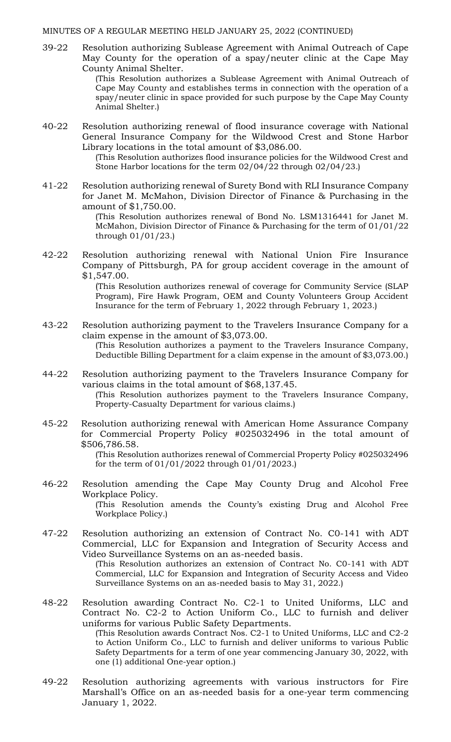MINUTES OF A REGULAR MEETING HELD JANUARY 25, 2022 (CONTINUED)

39-22 Resolution authorizing Sublease Agreement with Animal Outreach of Cape May County for the operation of a spay/neuter clinic at the Cape May County Animal Shelter.

(This Resolution authorizes a Sublease Agreement with Animal Outreach of Cape May County and establishes terms in connection with the operation of a spay/neuter clinic in space provided for such purpose by the Cape May County Animal Shelter.)

40-22 Resolution authorizing renewal of flood insurance coverage with National General Insurance Company for the Wildwood Crest and Stone Harbor Library locations in the total amount of $3,086.00.

(This Resolution authorizes flood insurance policies for the Wildwood Crest and Stone Harbor locations for the term 02/04/22 through 02/04/23.)

41-22 Resolution authorizing renewal of Surety Bond with RLI Insurance Company for Janet M. McMahon, Division Director of Finance & Purchasing in the amount of $1,750.00.

(This Resolution authorizes renewal of Bond No. LSM1316441 for Janet M. McMahon, Division Director of Finance & Purchasing for the term of 01/01/22 through 01/01/23.)

42-22 Resolution authorizing renewal with National Union Fire Insurance Company of Pittsburgh, PA for group accident coverage in the amount of $1,547.00.

(This Resolution authorizes renewal of coverage for Community Service (SLAP Program), Fire Hawk Program, OEM and County Volunteers Group Accident Insurance for the term of February 1, 2022 through February 1, 2023.)

43-22 Resolution authorizing payment to the Travelers Insurance Company for a claim expense in the amount of $3,073.00.

(This Resolution authorizes a payment to the Travelers Insurance Company, Deductible Billing Department for a claim expense in the amount of $3,073.00.)

44-22 Resolution authorizing payment to the Travelers Insurance Company for various claims in the total amount of $68,137.45.

(This Resolution authorizes payment to the Travelers Insurance Company, Property-Casualty Department for various claims.)

45-22 Resolution authorizing renewal with American Home Assurance Company for Commercial Property Policy #025032496 in the total amount of $506,786.58.

(This Resolution authorizes renewal of Commercial Property Policy #025032496 for the term of 01/01/2022 through 01/01/2023.)

46-22 Resolution amending the Cape May County Drug and Alcohol Free Workplace Policy.

(This Resolution amends the County's existing Drug and Alcohol Free Workplace Policy.)

47-22 Resolution authorizing an extension of Contract No. C0-141 with ADT Commercial, LLC for Expansion and Integration of Security Access and Video Surveillance Systems on an as-needed basis.

(This Resolution authorizes an extension of Contract No. C0-141 with ADT Commercial, LLC for Expansion and Integration of Security Access and Video Surveillance Systems on an as-needed basis to May 31, 2022.)

48-22 Resolution awarding Contract No. C2-1 to United Uniforms, LLC and Contract No. C2-2 to Action Uniform Co., LLC to furnish and deliver uniforms for various Public Safety Departments.

(This Resolution awards Contract Nos. C2-1 to United Uniforms, LLC and C2-2 to Action Uniform Co., LLC to furnish and deliver uniforms to various Public Safety Departments for a term of one year commencing January 30, 2022, with one (1) additional One-year option.)

49-22 Resolution authorizing agreements with various instructors for Fire Marshall's Office on an as-needed basis for a one-year term commencing January 1, 2022.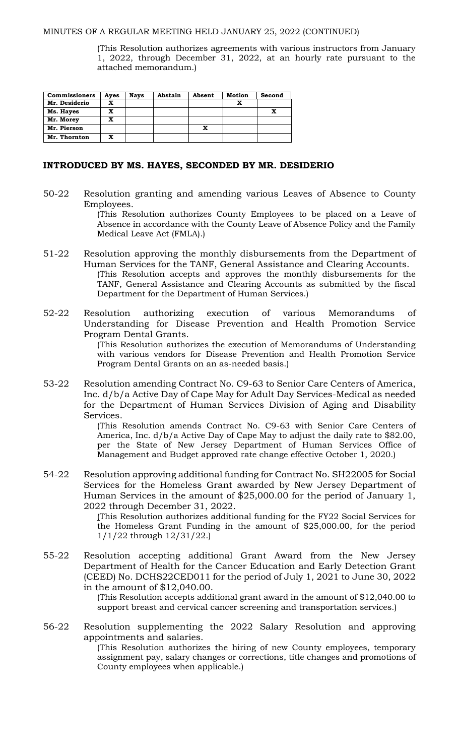MINUTES OF A REGULAR MEETING HELD JANUARY 25, 2022 (CONTINUED)

(This Resolution authorizes agreements with various instructors from January 1, 2022, through December 31, 2022, at an hourly rate pursuant to the attached memorandum.)

| Commissioners | Ayes | Nays | Abstain | Absent | Motion | Second |
|---|---|---|---|---|---|---|
| Mr. Desiderio | X | | | | X | |
| Ms. Hayes | X | | | | | X |
| Mr. Morey | X | | | | | |
| Mr. Pierson | | | | X | | |
| Mr. Thornton | X | | | | | |

**INTRODUCED BY MS. HAYES, SECONDED BY MR. DESIDERIO**

50-22 Resolution granting and amending various Leaves of Absence to County Employees.
(This Resolution authorizes County Employees to be placed on a Leave of Absence in accordance with the County Leave of Absence Policy and the Family Medical Leave Act (FMLA).)

51-22 Resolution approving the monthly disbursements from the Department of Human Services for the TANF, General Assistance and Clearing Accounts.
(This Resolution accepts and approves the monthly disbursements for the TANF, General Assistance and Clearing Accounts as submitted by the fiscal Department for the Department of Human Services.)

52-22 Resolution authorizing execution of various Memorandums of Understanding for Disease Prevention and Health Promotion Service Program Dental Grants.
(This Resolution authorizes the execution of Memorandums of Understanding with various vendors for Disease Prevention and Health Promotion Service Program Dental Grants on an as-needed basis.)

53-22 Resolution amending Contract No. C9-63 to Senior Care Centers of America, Inc. d/b/a Active Day of Cape May for Adult Day Services-Medical as needed for the Department of Human Services Division of Aging and Disability Services.
(This Resolution amends Contract No. C9-63 with Senior Care Centers of America, Inc. d/b/a Active Day of Cape May to adjust the daily rate to $82.00, per the State of New Jersey Department of Human Services Office of Management and Budget approved rate change effective October 1, 2020.)

54-22 Resolution approving additional funding for Contract No. SH22005 for Social Services for the Homeless Grant awarded by New Jersey Department of Human Services in the amount of $25,000.00 for the period of January 1, 2022 through December 31, 2022.
(This Resolution authorizes additional funding for the FY22 Social Services for the Homeless Grant Funding in the amount of $25,000.00, for the period 1/1/22 through 12/31/22.)

55-22 Resolution accepting additional Grant Award from the New Jersey Department of Health for the Cancer Education and Early Detection Grant (CEED) No. DCHS22CED011 for the period of July 1, 2021 to June 30, 2022 in the amount of $12,040.00.
(This Resolution accepts additional grant award in the amount of $12,040.00 to support breast and cervical cancer screening and transportation services.)

56-22 Resolution supplementing the 2022 Salary Resolution and approving appointments and salaries.
(This Resolution authorizes the hiring of new County employees, temporary assignment pay, salary changes or corrections, title changes and promotions of County employees when applicable.)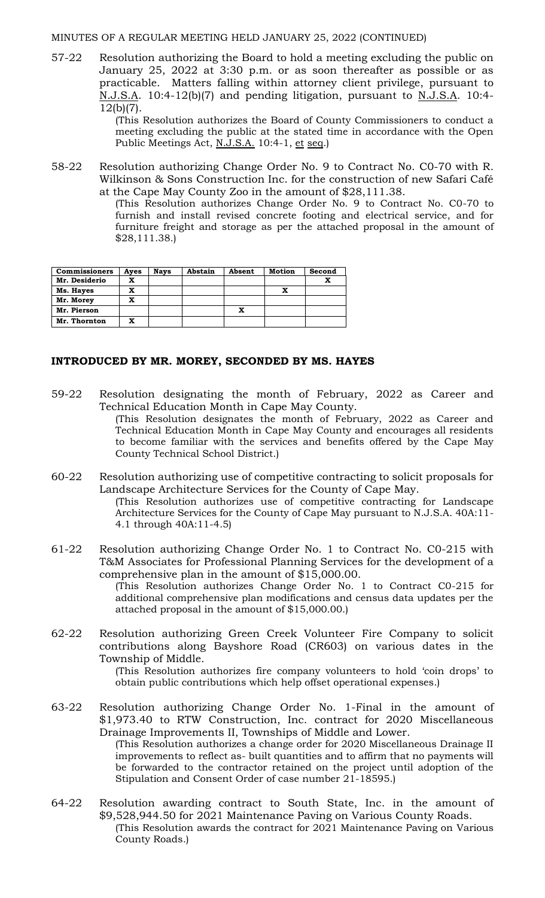MINUTES OF A REGULAR MEETING HELD JANUARY 25, 2022 (CONTINUED)

57-22 Resolution authorizing the Board to hold a meeting excluding the public on January 25, 2022 at 3:30 p.m. or as soon thereafter as possible or as practicable. Matters falling within attorney client privilege, pursuant to N.J.S.A. 10:4-12(b)(7) and pending litigation, pursuant to N.J.S.A. 10:4-12(b)(7).

(This Resolution authorizes the Board of County Commissioners to conduct a meeting excluding the public at the stated time in accordance with the Open Public Meetings Act, N.J.S.A. 10:4-1, et seq.)

58-22 Resolution authorizing Change Order No. 9 to Contract No. C0-70 with R. Wilkinson & Sons Construction Inc. for the construction of new Safari Café at the Cape May County Zoo in the amount of $28,111.38.

(This Resolution authorizes Change Order No. 9 to Contract No. C0-70 to furnish and install revised concrete footing and electrical service, and for furniture freight and storage as per the attached proposal in the amount of $28,111.38.)

| Commissioners | Ayes | Nays | Abstain | Absent | Motion | Second |
|---|---|---|---|---|---|---|
| Mr. Desiderio | X | | | | | X |
| Ms. Hayes | X | | | | X | |
| Mr. Morey | X | | | | | |
| Mr. Pierson | | | | X | | |
| Mr. Thornton | X | | | | | |

## INTRODUCED BY MR. MOREY, SECONDED BY MS. HAYES

59-22 Resolution designating the month of February, 2022 as Career and Technical Education Month in Cape May County.

(This Resolution designates the month of February, 2022 as Career and Technical Education Month in Cape May County and encourages all residents to become familiar with the services and benefits offered by the Cape May County Technical School District.)

60-22 Resolution authorizing use of competitive contracting to solicit proposals for Landscape Architecture Services for the County of Cape May.

(This Resolution authorizes use of competitive contracting for Landscape Architecture Services for the County of Cape May pursuant to N.J.S.A. 40A:11-4.1 through 40A:11-4.5)

61-22 Resolution authorizing Change Order No. 1 to Contract No. C0-215 with T&M Associates for Professional Planning Services for the development of a comprehensive plan in the amount of $15,000.00.

(This Resolution authorizes Change Order No. 1 to Contract C0-215 for additional comprehensive plan modifications and census data updates per the attached proposal in the amount of $15,000.00.)

62-22 Resolution authorizing Green Creek Volunteer Fire Company to solicit contributions along Bayshore Road (CR603) on various dates in the Township of Middle.

(This Resolution authorizes fire company volunteers to hold 'coin drops' to obtain public contributions which help offset operational expenses.)

63-22 Resolution authorizing Change Order No. 1-Final in the amount of $1,973.40 to RTW Construction, Inc. contract for 2020 Miscellaneous Drainage Improvements II, Townships of Middle and Lower.

(This Resolution authorizes a change order for 2020 Miscellaneous Drainage II improvements to reflect as- built quantities and to affirm that no payments will be forwarded to the contractor retained on the project until adoption of the Stipulation and Consent Order of case number 21-18595.)

64-22 Resolution awarding contract to South State, Inc. in the amount of $9,528,944.50 for 2021 Maintenance Paving on Various County Roads.

(This Resolution awards the contract for 2021 Maintenance Paving on Various County Roads.)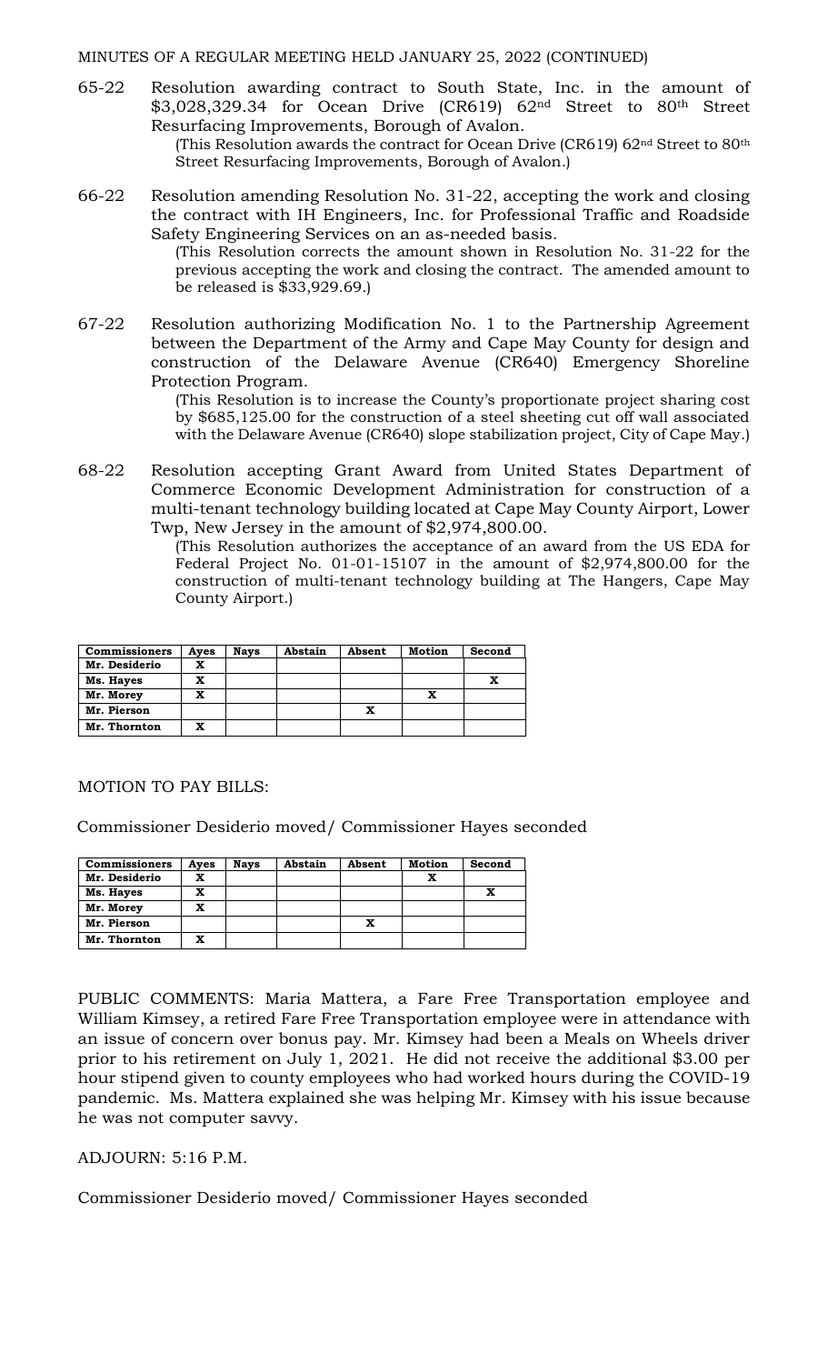MINUTES OF A REGULAR MEETING HELD JANUARY 25, 2022 (CONTINUED)

65-22 Resolution awarding contract to South State, Inc. in the amount of \$3,028,329.34 for Ocean Drive (CR619) 62nd Street to 80th Street Resurfacing Improvements, Borough of Avalon.

(This Resolution awards the contract for Ocean Drive (CR619) 62nd Street to 80th Street Resurfacing Improvements, Borough of Avalon.)

66-22 Resolution amending Resolution No. 31-22, accepting the work and closing the contract with IH Engineers, Inc. for Professional Traffic and Roadside Safety Engineering Services on an as-needed basis.

(This Resolution corrects the amount shown in Resolution No. 31-22 for the previous accepting the work and closing the contract. The amended amount to be released is \$33,929.69.)

67-22 Resolution authorizing Modification No. 1 to the Partnership Agreement between the Department of the Army and Cape May County for design and construction of the Delaware Avenue (CR640) Emergency Shoreline Protection Program.

(This Resolution is to increase the County's proportionate project sharing cost by \$685,125.00 for the construction of a steel sheeting cut off wall associated with the Delaware Avenue (CR640) slope stabilization project, City of Cape May.)

68-22 Resolution accepting Grant Award from United States Department of Commerce Economic Development Administration for construction of a multi-tenant technology building located at Cape May County Airport, Lower Twp, New Jersey in the amount of \$2,974,800.00.

(This Resolution authorizes the acceptance of an award from the US EDA for Federal Project No. 01-01-15107 in the amount of \$2,974,800.00 for the construction of multi-tenant technology building at The Hangers, Cape May County Airport.)

| Commissioners | Ayes | Nays | Abstain | Absent | Motion | Second |
|---|---|---|---|---|---|---|
| Mr. Desiderio | X | | | | | |
| Ms. Hayes | X | | | | | X |
| Mr. Morey | X | | | | X | |
| Mr. Pierson | | | | X | | |
| Mr. Thornton | X | | | | | |

MOTION TO PAY BILLS:

Commissioner Desiderio moved/ Commissioner Hayes seconded

| Commissioners | Ayes | Nays | Abstain | Absent | Motion | Second |
|---|---|---|---|---|---|---|
| Mr. Desiderio | X | | | | X | |
| Ms. Hayes | X | | | | | X |
| Mr. Morey | X | | | | | |
| Mr. Pierson | | | | X | | |
| Mr. Thornton | X | | | | | |

PUBLIC COMMENTS: Maria Mattera, a Fare Free Transportation employee and William Kimsey, a retired Fare Free Transportation employee were in attendance with an issue of concern over bonus pay. Mr. Kimsey had been a Meals on Wheels driver prior to his retirement on July 1, 2021. He did not receive the additional \$3.00 per hour stipend given to county employees who had worked hours during the COVID-19 pandemic. Ms. Mattera explained she was helping Mr. Kimsey with his issue because he was not computer savvy.

ADJOURN: 5:16 P.M.

Commissioner Desiderio moved/ Commissioner Hayes seconded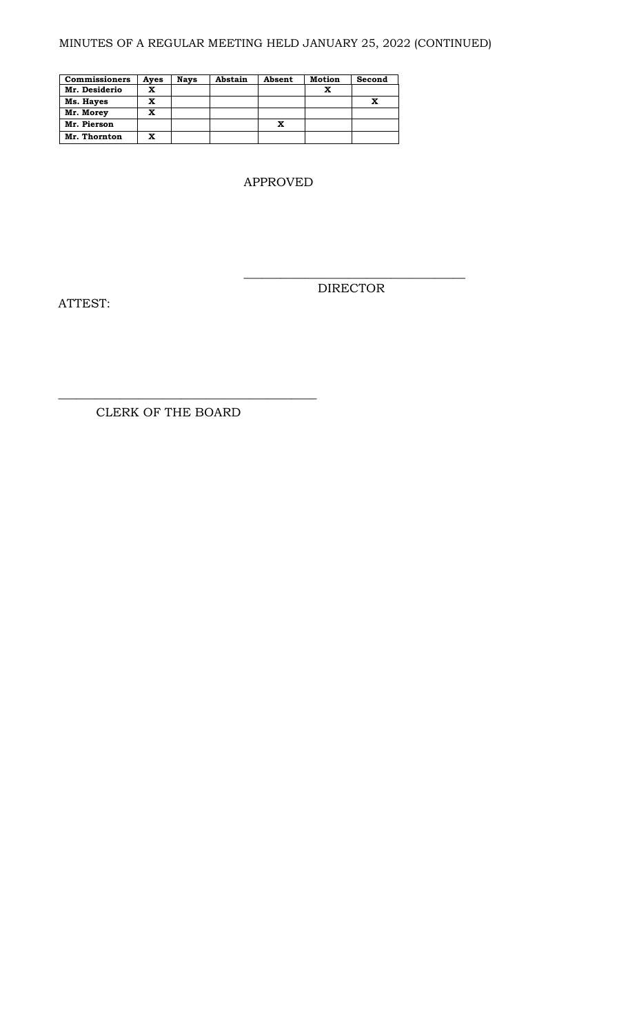MINUTES OF A REGULAR MEETING HELD JANUARY 25, 2022 (CONTINUED)

| Commissioners | Ayes | Nays | Abstain | Absent | Motion | Second |
|---|---|---|---|---|---|---|
| **Mr. Desiderio** | X | | | | X | |
| **Ms. Hayes** | X | | | | | X |
| **Mr. Morey** | X | | | | | |
| **Mr. Pierson** | | | | X | | |
| **Mr. Thornton** | X | | | | | |

APPROVED

_________________________________

DIRECTOR

ATTEST:

_________________________________

CLERK OF THE BOARD